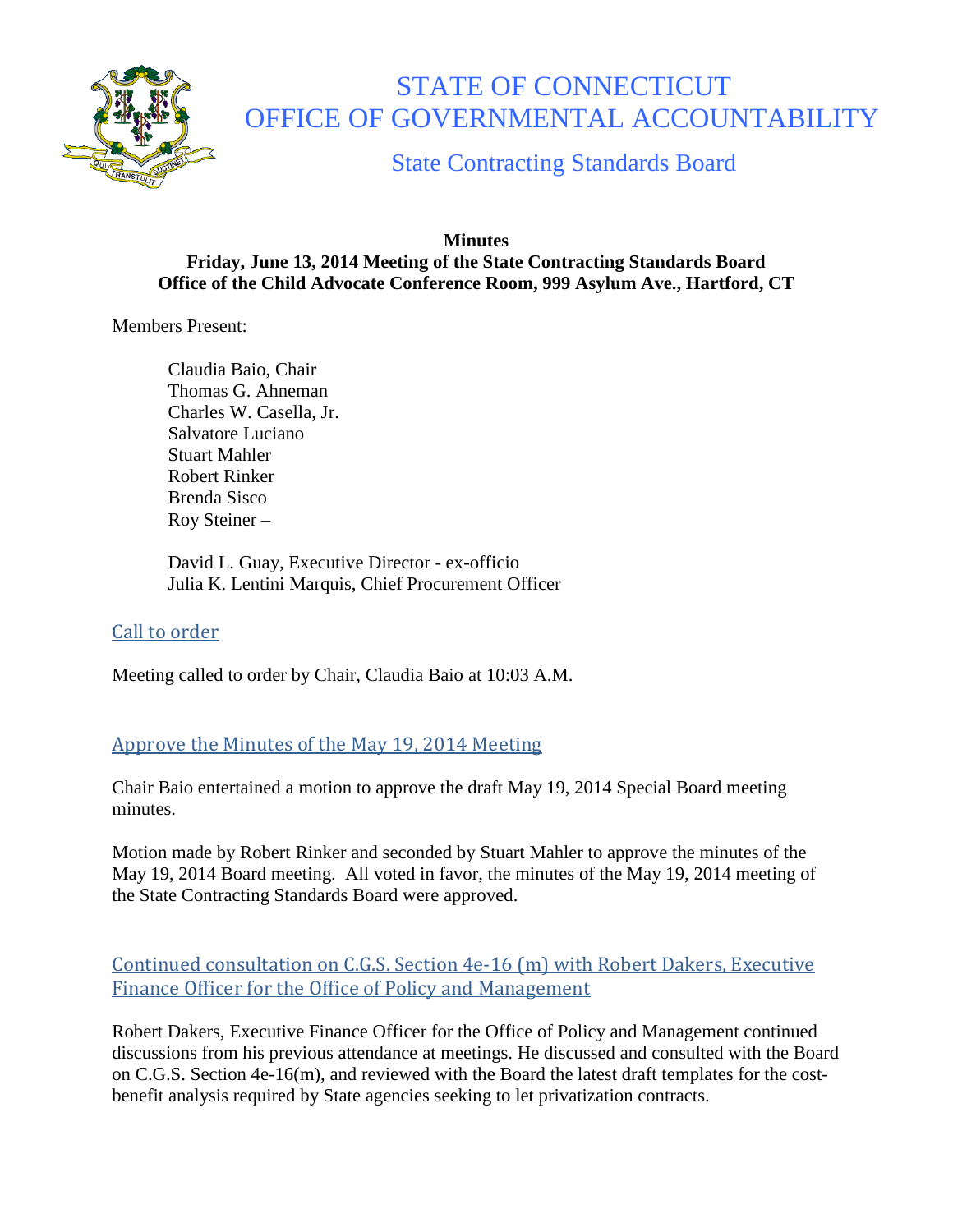# STATE OF CONNECTICUT
# OFFICE OF GOVERNMENTAL ACCOUNTABILITY

## State Contracting Standards Board

**Minutes**
**Friday, June 13, 2014 Meeting of the State Contracting Standards Board**
**Office of the Child Advocate Conference Room, 999 Asylum Ave., Hartford, CT**

Members Present:

Claudia Baio, Chair
Thomas G. Ahneman
Charles W. Casella, Jr.
Salvatore Luciano
Stuart Mahler
Robert Rinker
Brenda Sisco
Roy Steiner –

David L. Guay, Executive Director - ex-officio
Julia K. Lentini Marquis, Chief Procurement Officer

### Call to order

Meeting called to order by Chair, Claudia Baio at 10:03 A.M.

### Approve the Minutes of the May 19, 2014 Meeting

Chair Baio entertained a motion to approve the draft May 19, 2014 Special Board meeting minutes.

Motion made by Robert Rinker and seconded by Stuart Mahler to approve the minutes of the May 19, 2014 Board meeting. All voted in favor, the minutes of the May 19, 2014 meeting of the State Contracting Standards Board were approved.

### Continued consultation on C.G.S. Section 4e-16 (m) with Robert Dakers, Executive Finance Officer for the Office of Policy and Management

Robert Dakers, Executive Finance Officer for the Office of Policy and Management continued discussions from his previous attendance at meetings. He discussed and consulted with the Board on C.G.S. Section 4e-16(m), and reviewed with the Board the latest draft templates for the cost-benefit analysis required by State agencies seeking to let privatization contracts.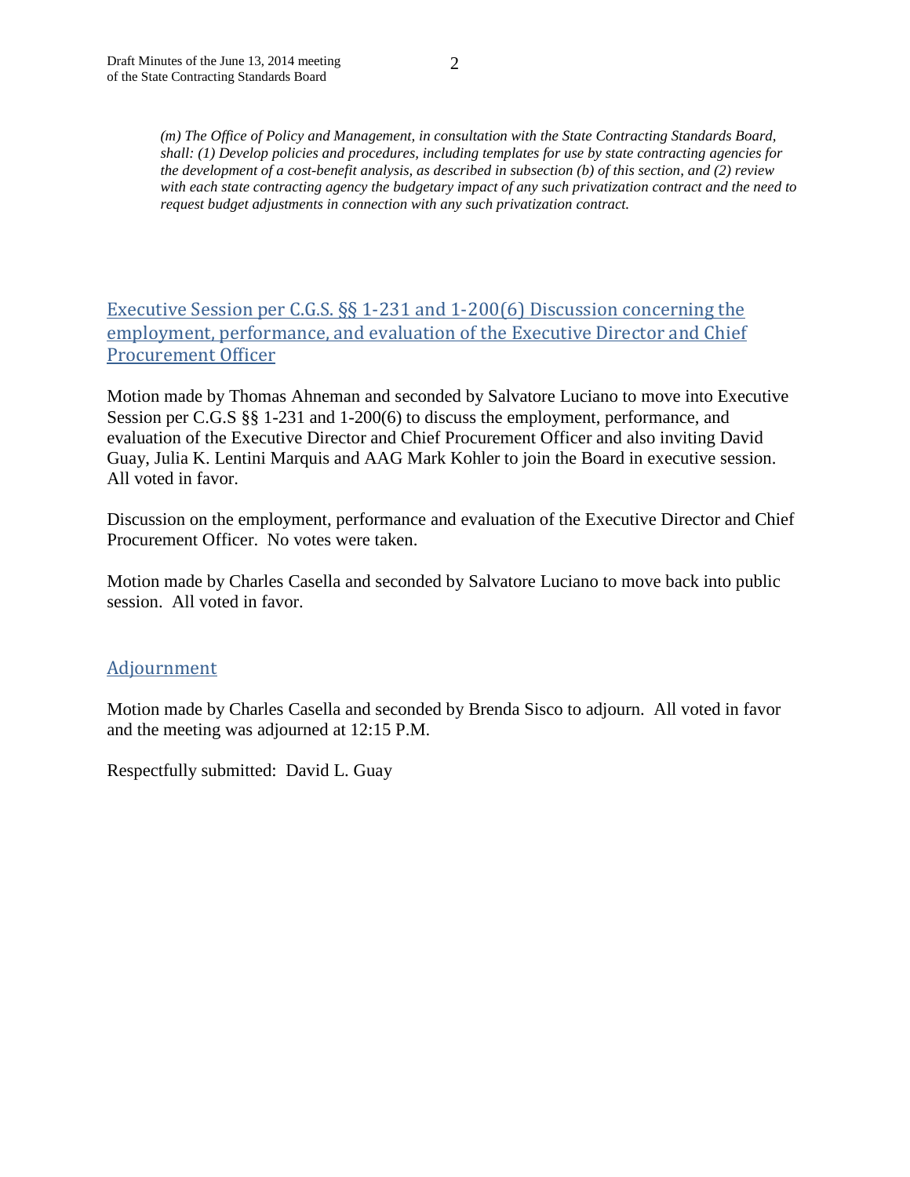*(m) The Office of Policy and Management, in consultation with the State Contracting Standards Board, shall: (1) Develop policies and procedures, including templates for use by state contracting agencies for the development of a cost-benefit analysis, as described in subsection (b) of this section, and (2) review with each state contracting agency the budgetary impact of any such privatization contract and the need to request budget adjustments in connection with any such privatization contract.*

## Executive Session per C.G.S. §§ 1-231 and 1-200(6) Discussion concerning the employment, performance, and evaluation of the Executive Director and Chief Procurement Officer

Motion made by Thomas Ahneman and seconded by Salvatore Luciano to move into Executive Session per C.G.S §§ 1-231 and 1-200(6) to discuss the employment, performance, and evaluation of the Executive Director and Chief Procurement Officer and also inviting David Guay, Julia K. Lentini Marquis and AAG Mark Kohler to join the Board in executive session. All voted in favor.

Discussion on the employment, performance and evaluation of the Executive Director and Chief Procurement Officer. No votes were taken.

Motion made by Charles Casella and seconded by Salvatore Luciano to move back into public session. All voted in favor.

## Adjournment

Motion made by Charles Casella and seconded by Brenda Sisco to adjourn. All voted in favor and the meeting was adjourned at 12:15 P.M.

Respectfully submitted: David L. Guay